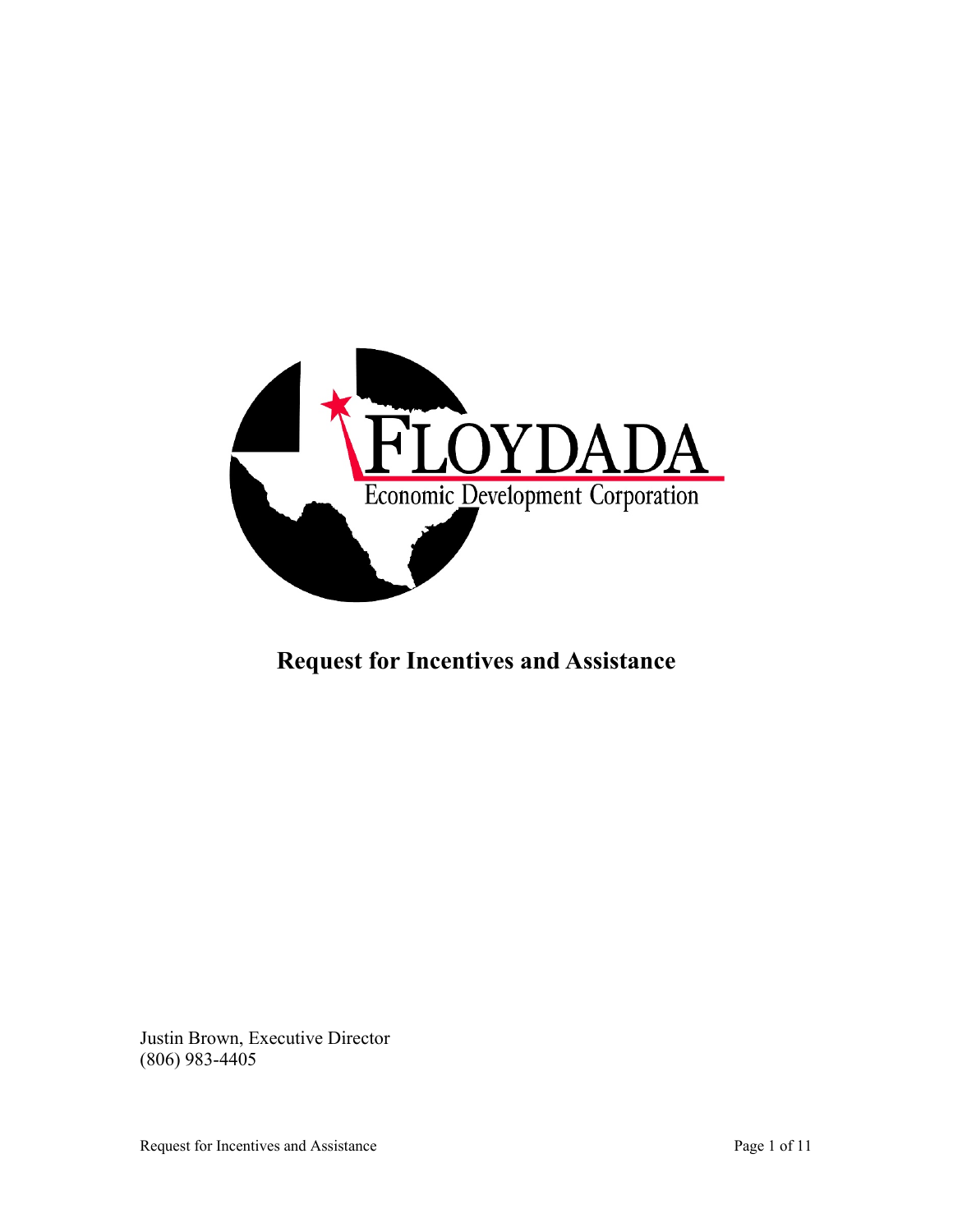FLOYDADA

Economic Development Corporation

# Request for Incentives and Assistance

Justin Brown, Executive Director
(806) 983-4405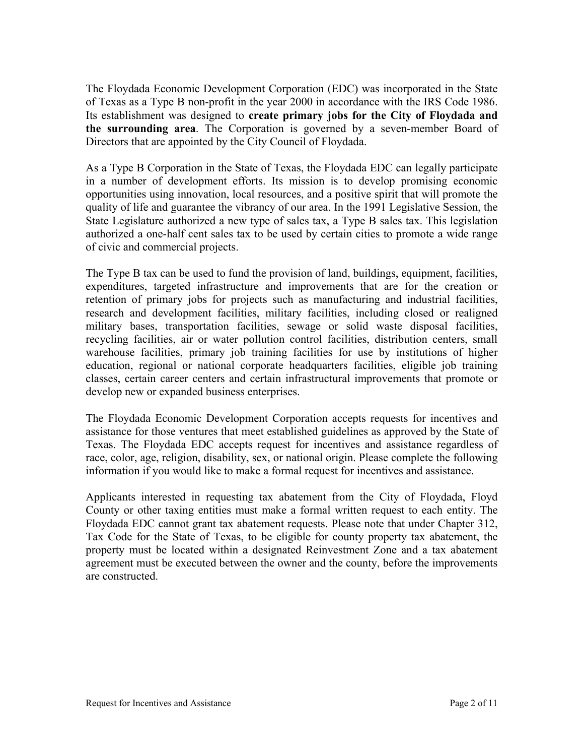The Floydada Economic Development Corporation (EDC) was incorporated in the State of Texas as a Type B non-profit in the year 2000 in accordance with the IRS Code 1986. Its establishment was designed to **create primary jobs for the City of Floydada and the surrounding area**. The Corporation is governed by a seven-member Board of Directors that are appointed by the City Council of Floydada.

As a Type B Corporation in the State of Texas, the Floydada EDC can legally participate in a number of development efforts. Its mission is to develop promising economic opportunities using innovation, local resources, and a positive spirit that will promote the quality of life and guarantee the vibrancy of our area. In the 1991 Legislative Session, the State Legislature authorized a new type of sales tax, a Type B sales tax. This legislation authorized a one-half cent sales tax to be used by certain cities to promote a wide range of civic and commercial projects.

The Type B tax can be used to fund the provision of land, buildings, equipment, facilities, expenditures, targeted infrastructure and improvements that are for the creation or retention of primary jobs for projects such as manufacturing and industrial facilities, research and development facilities, military facilities, including closed or realigned military bases, transportation facilities, sewage or solid waste disposal facilities, recycling facilities, air or water pollution control facilities, distribution centers, small warehouse facilities, primary job training facilities for use by institutions of higher education, regional or national corporate headquarters facilities, eligible job training classes, certain career centers and certain infrastructural improvements that promote or develop new or expanded business enterprises.

The Floydada Economic Development Corporation accepts requests for incentives and assistance for those ventures that meet established guidelines as approved by the State of Texas. The Floydada EDC accepts request for incentives and assistance regardless of race, color, age, religion, disability, sex, or national origin. Please complete the following information if you would like to make a formal request for incentives and assistance.

Applicants interested in requesting tax abatement from the City of Floydada, Floyd County or other taxing entities must make a formal written request to each entity. The Floydada EDC cannot grant tax abatement requests. Please note that under Chapter 312, Tax Code for the State of Texas, to be eligible for county property tax abatement, the property must be located within a designated Reinvestment Zone and a tax abatement agreement must be executed between the owner and the county, before the improvements are constructed.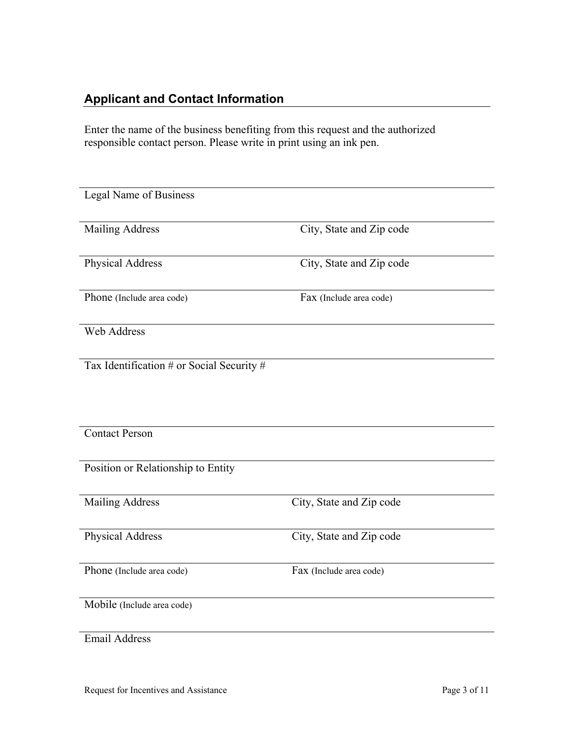## Applicant and Contact Information

Enter the name of the business benefiting from this request and the authorized responsible contact person. Please write in print using an ink pen.

Legal Name of Business

| | |
|---|---|
| Mailing Address | City, State and Zip code |
| Physical Address | City, State and Zip code |
| Phone (Include area code) | Fax (Include area code) |

Web Address

Tax Identification # or Social Security #

Contact Person

Position or Relationship to Entity

| | |
|---|---|
| Mailing Address | City, State and Zip code |
| Physical Address | City, State and Zip code |
| Phone (Include area code) | Fax (Include area code) |

Mobile (Include area code)

Email Address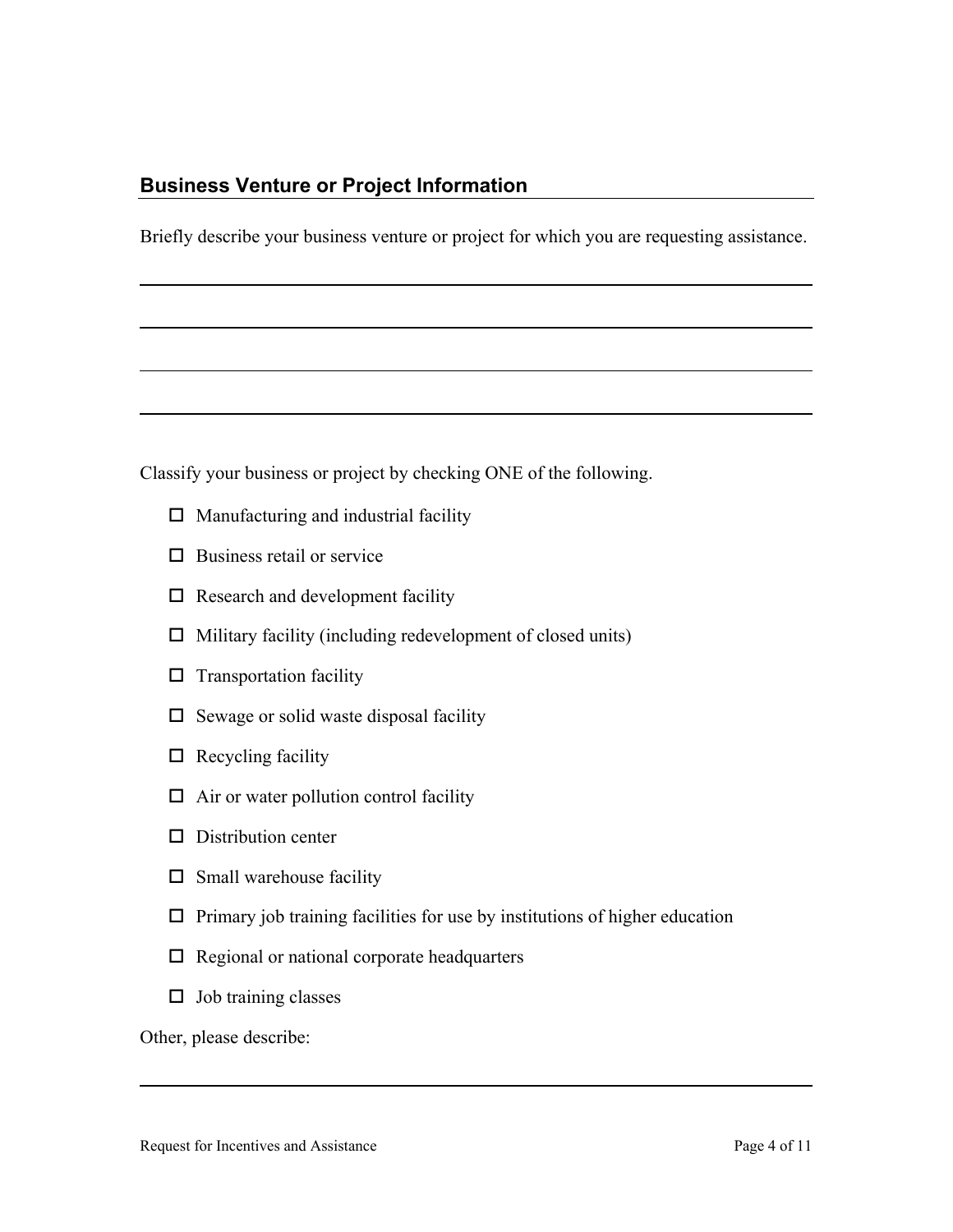## Business Venture or Project Information

Briefly describe your business venture or project for which you are requesting assistance.

---

---

---

---

Classify your business or project by checking ONE of the following.

- ☐ Manufacturing and industrial facility
- ☐ Business retail or service
- ☐ Research and development facility
- ☐ Military facility (including redevelopment of closed units)
- ☐ Transportation facility
- ☐ Sewage or solid waste disposal facility
- ☐ Recycling facility
- ☐ Air or water pollution control facility
- ☐ Distribution center
- ☐ Small warehouse facility
- ☐ Primary job training facilities for use by institutions of higher education
- ☐ Regional or national corporate headquarters
- ☐ Job training classes

Other, please describe:

---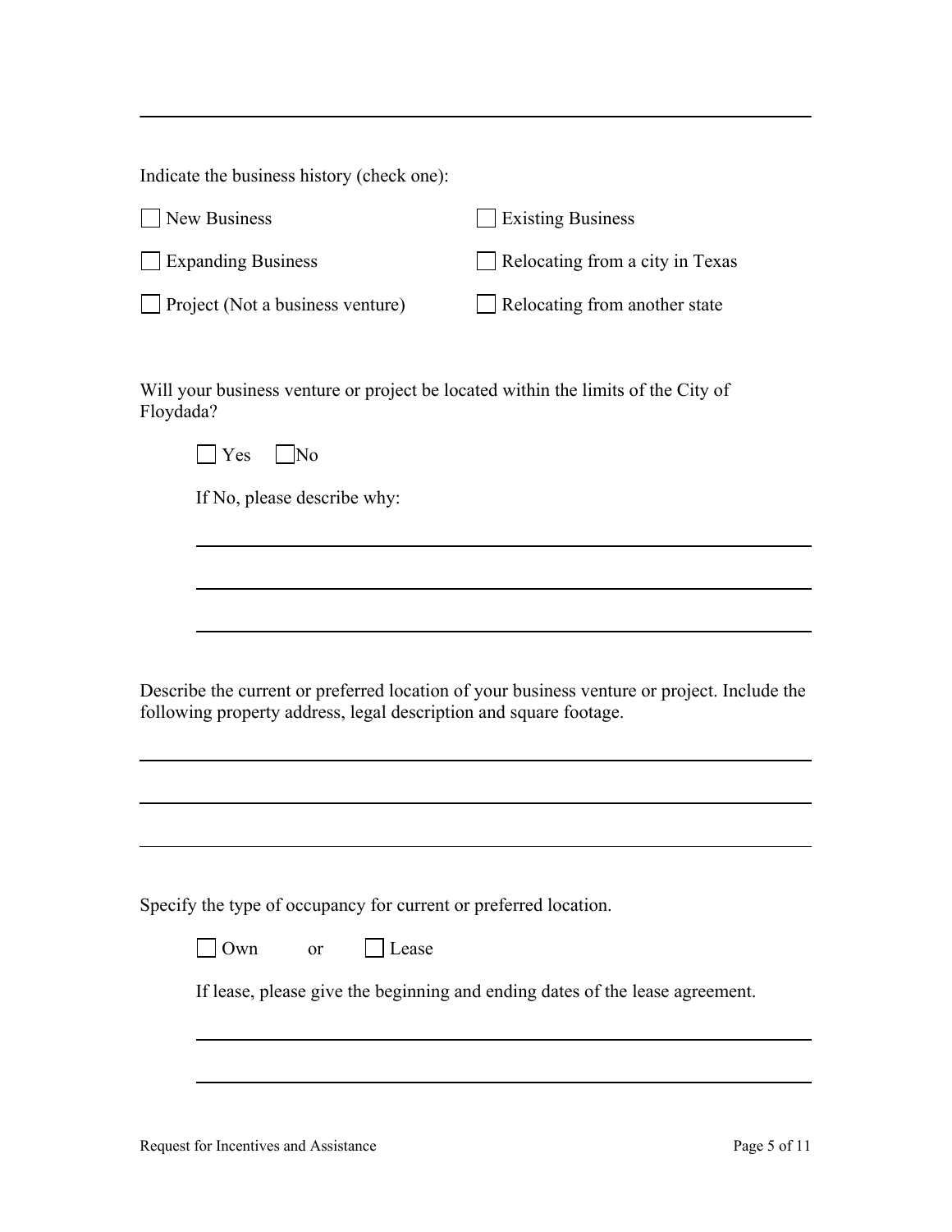---

Indicate the business history (check one):

☐ New Business ☐ Existing Business

☐ Expanding Business ☐ Relocating from a city in Texas

☐ Project (Not a business venture) ☐ Relocating from another state

Will your business venture or project be located within the limits of the City of Floydada?

☐ Yes ☐ No

If No, please describe why:

_______________________________________________

_______________________________________________

_______________________________________________

Describe the current or preferred location of your business venture or project. Include the following property address, legal description and square footage.

_______________________________________________

_______________________________________________

_______________________________________________

Specify the type of occupancy for current or preferred location.

☐ Own or ☐ Lease

If lease, please give the beginning and ending dates of the lease agreement.

_______________________________________________

_______________________________________________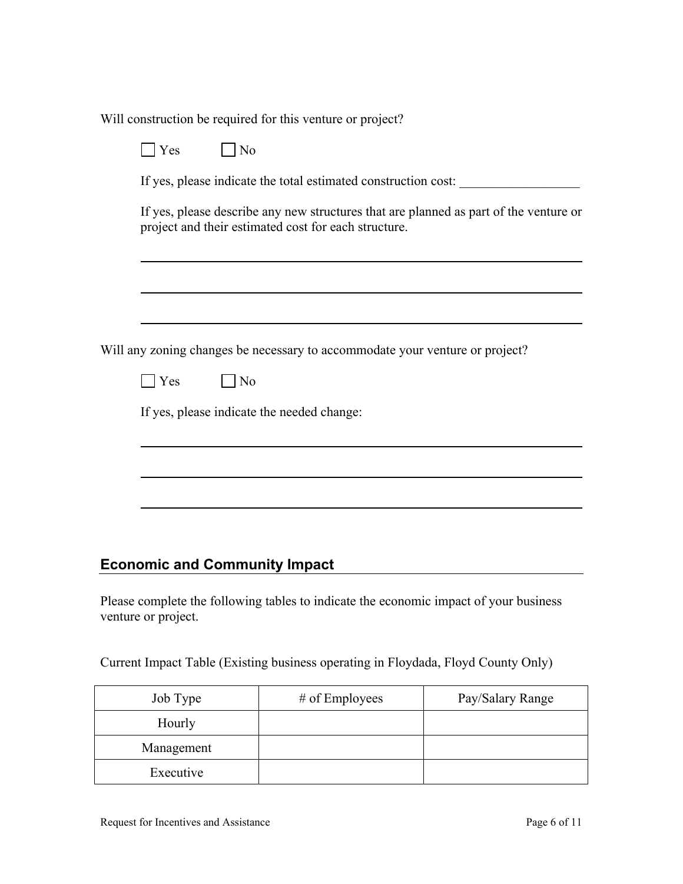Will construction be required for this venture or project?

☐ Yes ☐ No

If yes, please indicate the total estimated construction cost: __________________

If yes, please describe any new structures that are planned as part of the venture or project and their estimated cost for each structure.

___________________________________________________________________________

___________________________________________________________________________

___________________________________________________________________________

Will any zoning changes be necessary to accommodate your venture or project?

☐ Yes ☐ No

If yes, please indicate the needed change:

___________________________________________________________________________

___________________________________________________________________________

___________________________________________________________________________

## Economic and Community Impact

Please complete the following tables to indicate the economic impact of your business venture or project.

Current Impact Table (Existing business operating in Floydada, Floyd County Only)

| Job Type | # of Employees | Pay/Salary Range |
| --- | --- | --- |
| Hourly | | |
| Management | | |
| Executive | | |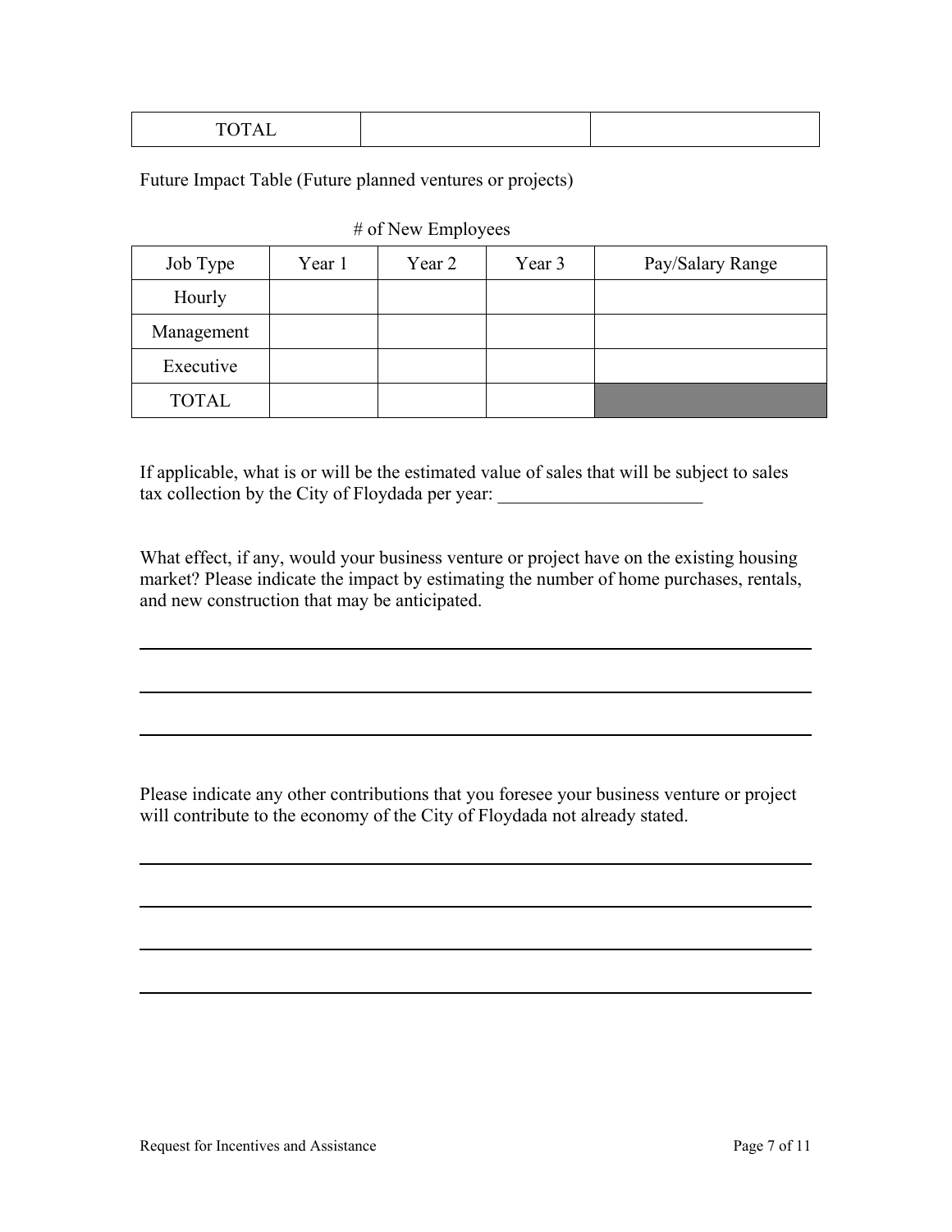| TOTAL | | |
|---|---|---|

Future Impact Table (Future planned ventures or projects)

# of New Employees

| Job Type | Year 1 | Year 2 | Year 3 | Pay/Salary Range |
|---|---|---|---|---|
| Hourly | | | | |
| Management | | | | |
| Executive | | | | |
| TOTAL | | | | |

If applicable, what is or will be the estimated value of sales that will be subject to sales tax collection by the City of Floydada per year: ______________________

What effect, if any, would your business venture or project have on the existing housing market? Please indicate the impact by estimating the number of home purchases, rentals, and new construction that may be anticipated.

______________________________________________________________________

______________________________________________________________________

______________________________________________________________________

Please indicate any other contributions that you foresee your business venture or project will contribute to the economy of the City of Floydada not already stated.

______________________________________________________________________

______________________________________________________________________

______________________________________________________________________

______________________________________________________________________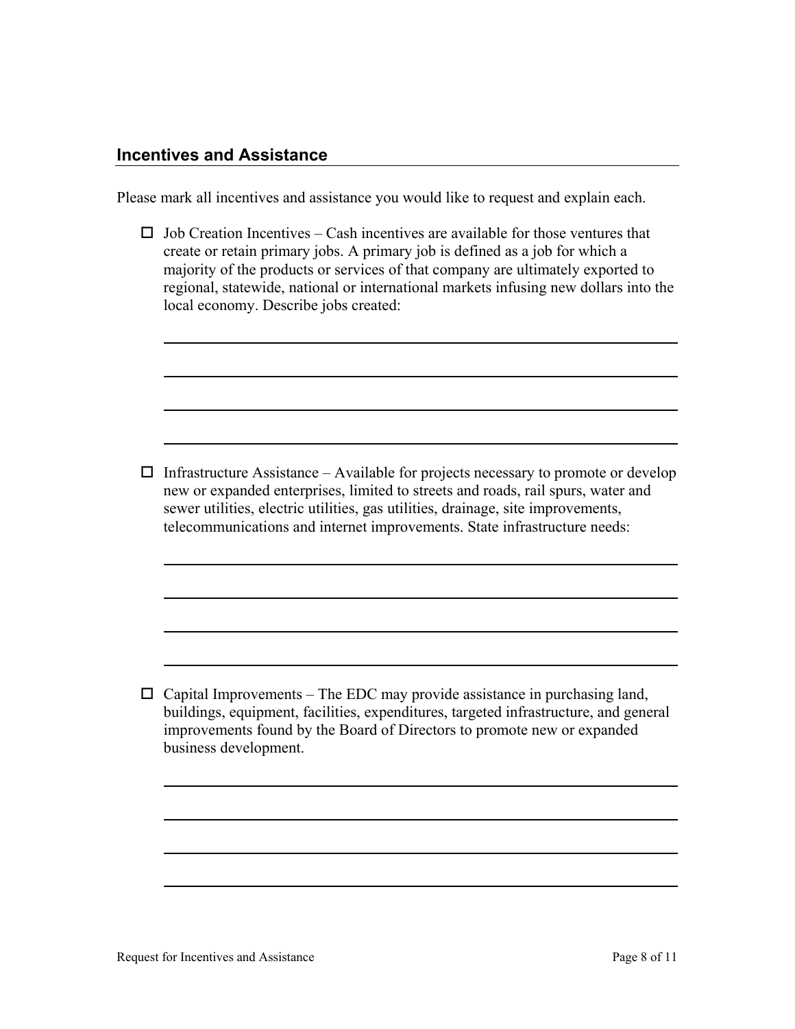## Incentives and Assistance

Please mark all incentives and assistance you would like to request and explain each.

- ☐ Job Creation Incentives – Cash incentives are available for those ventures that create or retain primary jobs. A primary job is defined as a job for which a majority of the products or services of that company are ultimately exported to regional, statewide, national or international markets infusing new dollars into the local economy. Describe jobs created:

  \_\_\_\_\_\_\_\_\_\_\_\_\_\_\_\_\_\_\_\_\_\_\_\_\_\_\_\_\_\_\_\_\_\_\_\_\_\_\_\_\_\_\_\_\_\_\_\_\_\_\_\_\_\_\_\_\_\_\_\_

  \_\_\_\_\_\_\_\_\_\_\_\_\_\_\_\_\_\_\_\_\_\_\_\_\_\_\_\_\_\_\_\_\_\_\_\_\_\_\_\_\_\_\_\_\_\_\_\_\_\_\_\_\_\_\_\_\_\_\_\_

  \_\_\_\_\_\_\_\_\_\_\_\_\_\_\_\_\_\_\_\_\_\_\_\_\_\_\_\_\_\_\_\_\_\_\_\_\_\_\_\_\_\_\_\_\_\_\_\_\_\_\_\_\_\_\_\_\_\_\_\_

  \_\_\_\_\_\_\_\_\_\_\_\_\_\_\_\_\_\_\_\_\_\_\_\_\_\_\_\_\_\_\_\_\_\_\_\_\_\_\_\_\_\_\_\_\_\_\_\_\_\_\_\_\_\_\_\_\_\_\_\_

- ☐ Infrastructure Assistance – Available for projects necessary to promote or develop new or expanded enterprises, limited to streets and roads, rail spurs, water and sewer utilities, electric utilities, gas utilities, drainage, site improvements, telecommunications and internet improvements. State infrastructure needs:

  \_\_\_\_\_\_\_\_\_\_\_\_\_\_\_\_\_\_\_\_\_\_\_\_\_\_\_\_\_\_\_\_\_\_\_\_\_\_\_\_\_\_\_\_\_\_\_\_\_\_\_\_\_\_\_\_\_\_\_\_

  \_\_\_\_\_\_\_\_\_\_\_\_\_\_\_\_\_\_\_\_\_\_\_\_\_\_\_\_\_\_\_\_\_\_\_\_\_\_\_\_\_\_\_\_\_\_\_\_\_\_\_\_\_\_\_\_\_\_\_\_

  \_\_\_\_\_\_\_\_\_\_\_\_\_\_\_\_\_\_\_\_\_\_\_\_\_\_\_\_\_\_\_\_\_\_\_\_\_\_\_\_\_\_\_\_\_\_\_\_\_\_\_\_\_\_\_\_\_\_\_\_

  \_\_\_\_\_\_\_\_\_\_\_\_\_\_\_\_\_\_\_\_\_\_\_\_\_\_\_\_\_\_\_\_\_\_\_\_\_\_\_\_\_\_\_\_\_\_\_\_\_\_\_\_\_\_\_\_\_\_\_\_

- ☐ Capital Improvements – The EDC may provide assistance in purchasing land, buildings, equipment, facilities, expenditures, targeted infrastructure, and general improvements found by the Board of Directors to promote new or expanded business development.

  \_\_\_\_\_\_\_\_\_\_\_\_\_\_\_\_\_\_\_\_\_\_\_\_\_\_\_\_\_\_\_\_\_\_\_\_\_\_\_\_\_\_\_\_\_\_\_\_\_\_\_\_\_\_\_\_\_\_\_\_

  \_\_\_\_\_\_\_\_\_\_\_\_\_\_\_\_\_\_\_\_\_\_\_\_\_\_\_\_\_\_\_\_\_\_\_\_\_\_\_\_\_\_\_\_\_\_\_\_\_\_\_\_\_\_\_\_\_\_\_\_

  \_\_\_\_\_\_\_\_\_\_\_\_\_\_\_\_\_\_\_\_\_\_\_\_\_\_\_\_\_\_\_\_\_\_\_\_\_\_\_\_\_\_\_\_\_\_\_\_\_\_\_\_\_\_\_\_\_\_\_\_

  \_\_\_\_\_\_\_\_\_\_\_\_\_\_\_\_\_\_\_\_\_\_\_\_\_\_\_\_\_\_\_\_\_\_\_\_\_\_\_\_\_\_\_\_\_\_\_\_\_\_\_\_\_\_\_\_\_\_\_\_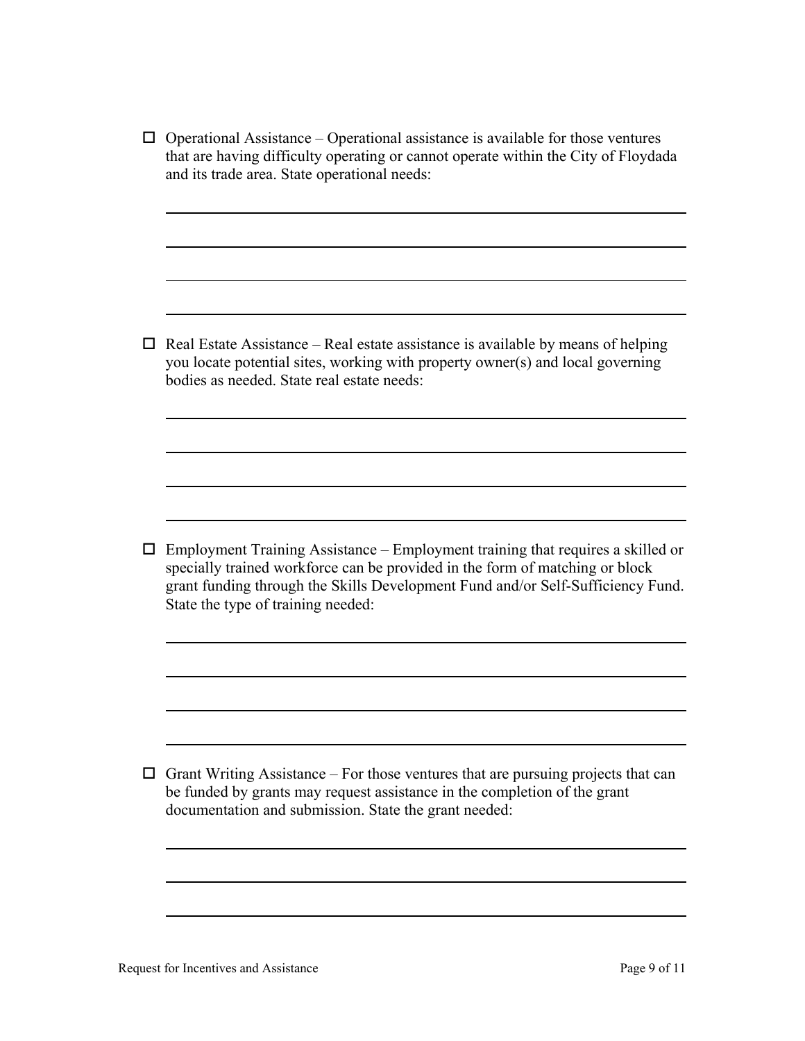- ☐ Operational Assistance – Operational assistance is available for those ventures that are having difficulty operating or cannot operate within the City of Floydada and its trade area. State operational needs:

  ______________________________________________________________________

  ______________________________________________________________________

  ______________________________________________________________________

  ______________________________________________________________________

- ☐ Real Estate Assistance – Real estate assistance is available by means of helping you locate potential sites, working with property owner(s) and local governing bodies as needed. State real estate needs:

  ______________________________________________________________________

  ______________________________________________________________________

  ______________________________________________________________________

  ______________________________________________________________________

- ☐ Employment Training Assistance – Employment training that requires a skilled or specially trained workforce can be provided in the form of matching or block grant funding through the Skills Development Fund and/or Self-Sufficiency Fund. State the type of training needed:

  ______________________________________________________________________

  ______________________________________________________________________

  ______________________________________________________________________

  ______________________________________________________________________

- ☐ Grant Writing Assistance – For those ventures that are pursuing projects that can be funded by grants may request assistance in the completion of the grant documentation and submission. State the grant needed:

  ______________________________________________________________________

  ______________________________________________________________________

  ______________________________________________________________________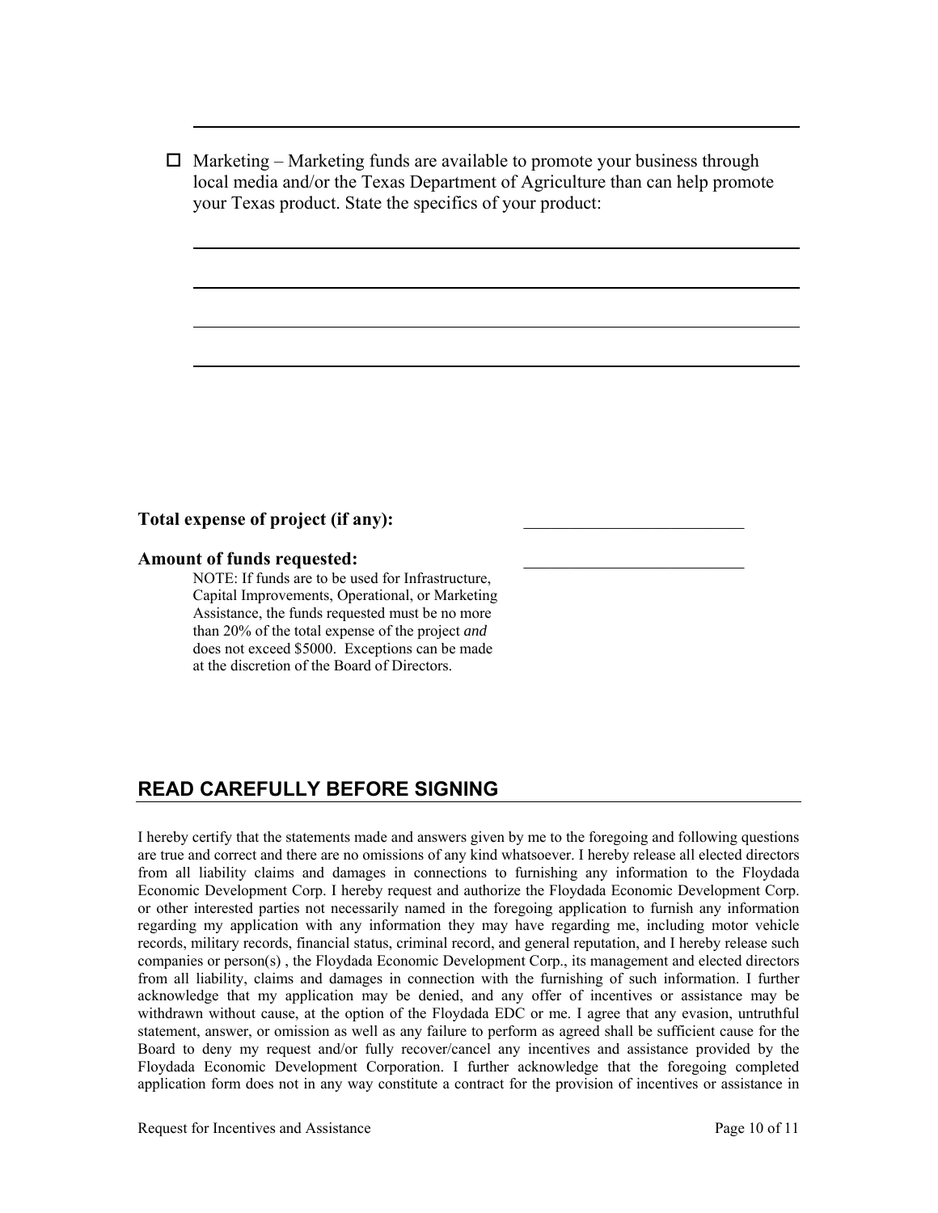- [ ] Marketing – Marketing funds are available to promote your business through local media and/or the Texas Department of Agriculture than can help promote your Texas product. State the specifics of your product:

**Total expense of project (if any):** \_\_\_\_\_\_\_\_\_\_\_\_\_\_\_\_\_\_\_\_\_\_\_\_\_\_

**Amount of funds requested:** \_\_\_\_\_\_\_\_\_\_\_\_\_\_\_\_\_\_\_\_\_\_\_\_\_\_

NOTE: If funds are to be used for Infrastructure, Capital Improvements, Operational, or Marketing Assistance, the funds requested must be no more than 20% of the total expense of the project *and* does not exceed $5000. Exceptions can be made at the discretion of the Board of Directors.

## READ CAREFULLY BEFORE SIGNING

I hereby certify that the statements made and answers given by me to the foregoing and following questions are true and correct and there are no omissions of any kind whatsoever. I hereby release all elected directors from all liability claims and damages in connections to furnishing any information to the Floydada Economic Development Corp. I hereby request and authorize the Floydada Economic Development Corp. or other interested parties not necessarily named in the foregoing application to furnish any information regarding my application with any information they may have regarding me, including motor vehicle records, military records, financial status, criminal record, and general reputation, and I hereby release such companies or person(s) , the Floydada Economic Development Corp., its management and elected directors from all liability, claims and damages in connection with the furnishing of such information. I further acknowledge that my application may be denied, and any offer of incentives or assistance may be withdrawn without cause, at the option of the Floydada EDC or me. I agree that any evasion, untruthful statement, answer, or omission as well as any failure to perform as agreed shall be sufficient cause for the Board to deny my request and/or fully recover/cancel any incentives and assistance provided by the Floydada Economic Development Corporation. I further acknowledge that the foregoing completed application form does not in any way constitute a contract for the provision of incentives or assistance in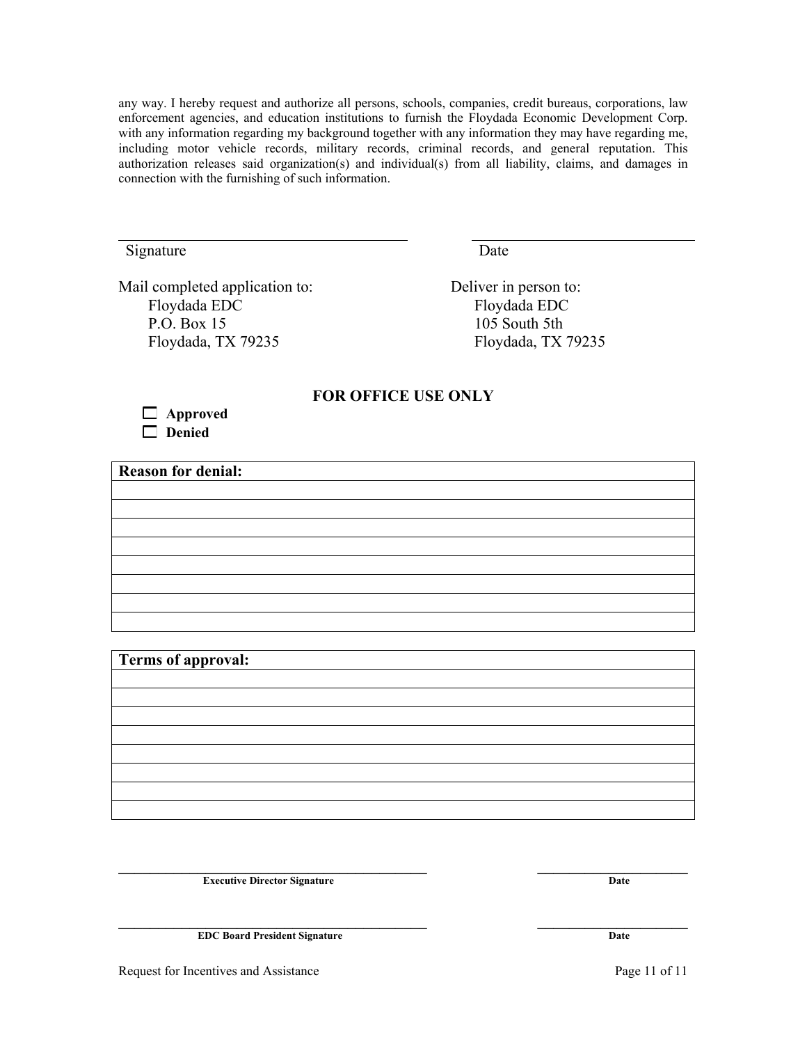any way. I hereby request and authorize all persons, schools, companies, credit bureaus, corporations, law enforcement agencies, and education institutions to furnish the Floydada Economic Development Corp. with any information regarding my background together with any information they may have regarding me, including motor vehicle records, military records, criminal records, and general reputation. This authorization releases said organization(s) and individual(s) from all liability, claims, and damages in connection with the furnishing of such information.

\_\_\_\_\_\_\_\_\_\_\_\_\_\_\_\_\_\_\_\_\_\_\_\_\_\_\_\_\_\_\_\_\_\_\_\_\_\_\_\_ \_\_\_\_\_\_\_\_\_\_\_\_\_\_\_\_\_\_\_\_\_\_\_\_\_\_\_\_\_\_

Signature Date

Mail completed application to:
Floydada EDC
P.O. Box 15
Floydada, TX 79235

Deliver in person to:
Floydada EDC
105 South 5th
Floydada, TX 79235

## FOR OFFICE USE ONLY

- ☐ **Approved**
- ☐ **Denied**

| **Reason for denial:** |
| --- |
| |
| |
| |
| |
| |
| |
| |
| |

| **Terms of approval:** |
| --- |
| |
| |
| |
| |
| |
| |
| |
| |

\_\_\_\_\_\_\_\_\_\_\_\_\_\_\_\_\_\_\_\_\_\_\_\_\_\_\_\_\_\_\_\_\_\_\_\_\_\_\_\_ \_\_\_\_\_\_\_\_\_\_\_\_\_\_\_\_\_\_\_\_

**Executive Director Signature** **Date**

\_\_\_\_\_\_\_\_\_\_\_\_\_\_\_\_\_\_\_\_\_\_\_\_\_\_\_\_\_\_\_\_\_\_\_\_\_\_\_\_ \_\_\_\_\_\_\_\_\_\_\_\_\_\_\_\_\_\_\_\_

**EDC Board President Signature** **Date**